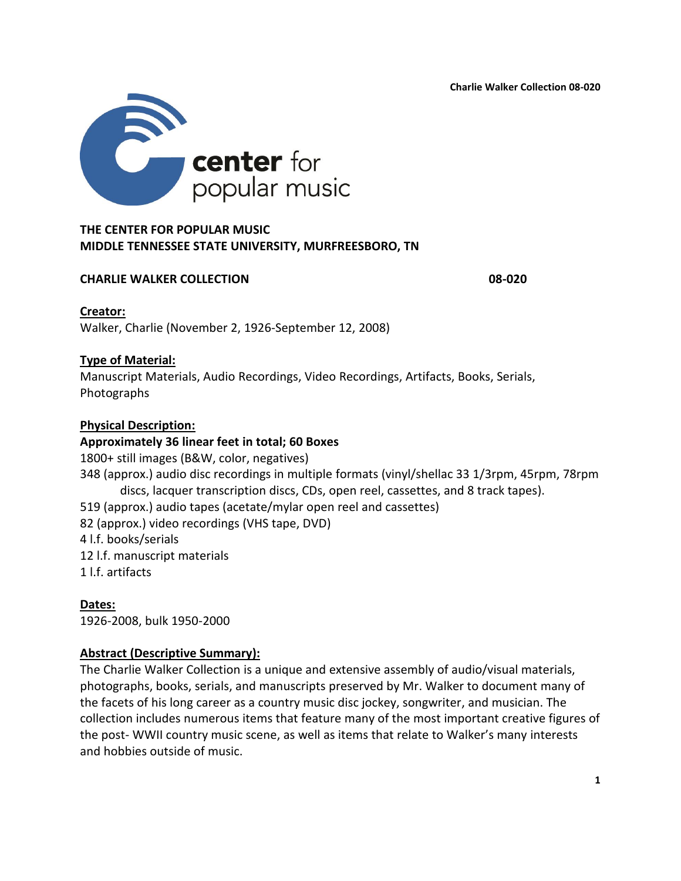center for popular music

**THE CENTER FOR POPULAR MUSIC**
**MIDDLE TENNESSEE STATE UNIVERSITY, MURFREESBORO, TN**

**CHARLIE WALKER COLLECTION 08-020**

**Creator:**
Walker, Charlie (November 2, 1926-September 12, 2008)

**Type of Material:**
Manuscript Materials, Audio Recordings, Video Recordings, Artifacts, Books, Serials, Photographs

**Physical Description:**
**Approximately 36 linear feet in total; 60 Boxes**
1800+ still images (B&W, color, negatives)
348 (approx.) audio disc recordings in multiple formats (vinyl/shellac 33 1/3rpm, 45rpm, 78rpm discs, lacquer transcription discs, CDs, open reel, cassettes, and 8 track tapes).
519 (approx.) audio tapes (acetate/mylar open reel and cassettes)
82 (approx.) video recordings (VHS tape, DVD)
4 l.f. books/serials
12 l.f. manuscript materials
1 l.f. artifacts

**Dates:**
1926-2008, bulk 1950-2000

**Abstract (Descriptive Summary):**
The Charlie Walker Collection is a unique and extensive assembly of audio/visual materials, photographs, books, serials, and manuscripts preserved by Mr. Walker to document many of the facets of his long career as a country music disc jockey, songwriter, and musician. The collection includes numerous items that feature many of the most important creative figures of the post- WWII country music scene, as well as items that relate to Walker's many interests and hobbies outside of music.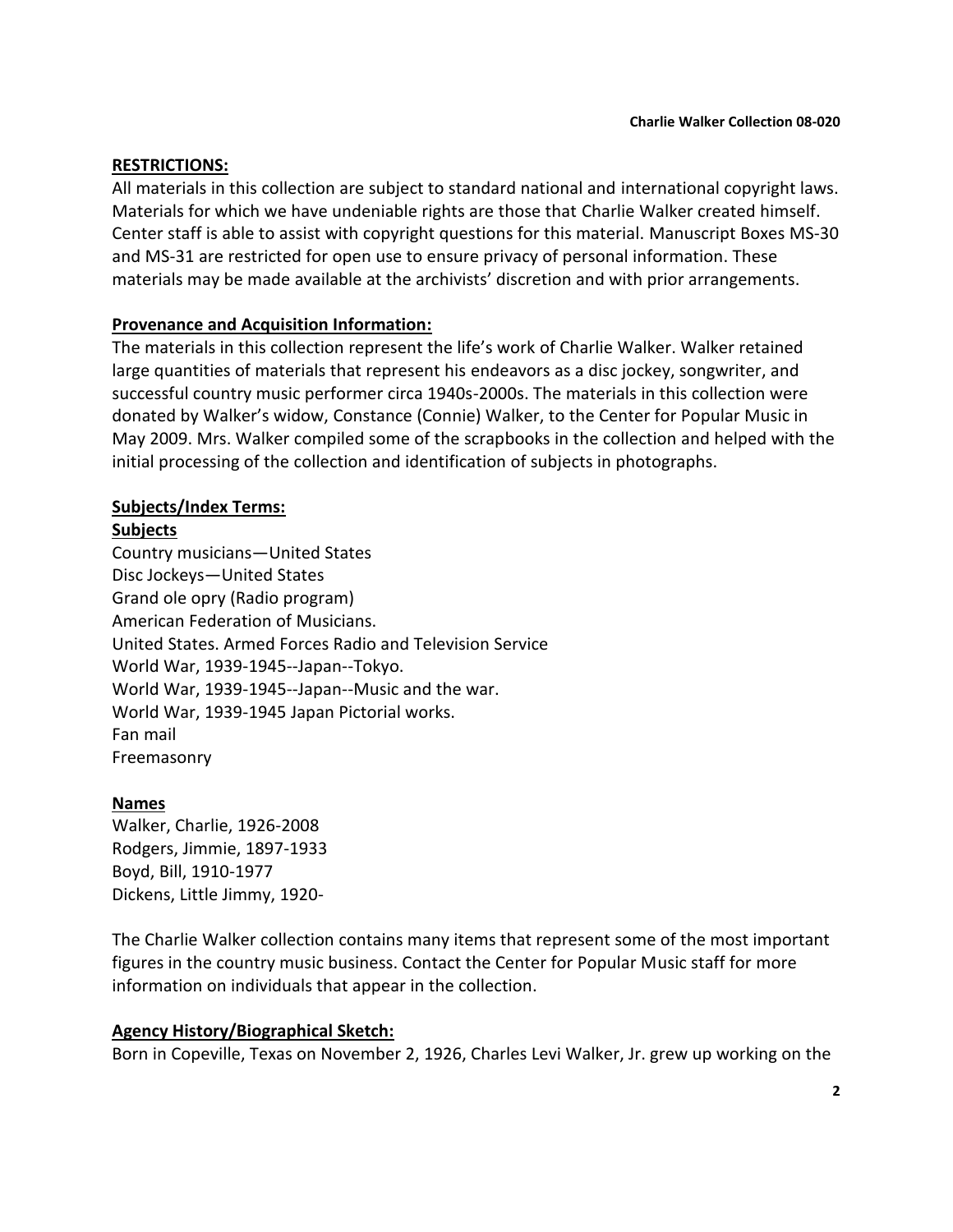**RESTRICTIONS:**

All materials in this collection are subject to standard national and international copyright laws. Materials for which we have undeniable rights are those that Charlie Walker created himself. Center staff is able to assist with copyright questions for this material. Manuscript Boxes MS-30 and MS-31 are restricted for open use to ensure privacy of personal information. These materials may be made available at the archivists' discretion and with prior arrangements.

**Provenance and Acquisition Information:**

The materials in this collection represent the life's work of Charlie Walker. Walker retained large quantities of materials that represent his endeavors as a disc jockey, songwriter, and successful country music performer circa 1940s-2000s. The materials in this collection were donated by Walker's widow, Constance (Connie) Walker, to the Center for Popular Music in May 2009. Mrs. Walker compiled some of the scrapbooks in the collection and helped with the initial processing of the collection and identification of subjects in photographs.

**Subjects/Index Terms:**

**Subjects**

Country musicians—United States
Disc Jockeys—United States
Grand ole opry (Radio program)
American Federation of Musicians.
United States. Armed Forces Radio and Television Service
World War, 1939-1945--Japan--Tokyo.
World War, 1939-1945--Japan--Music and the war.
World War, 1939-1945 Japan Pictorial works.
Fan mail
Freemasonry

**Names**

Walker, Charlie, 1926-2008
Rodgers, Jimmie, 1897-1933
Boyd, Bill, 1910-1977
Dickens, Little Jimmy, 1920-

The Charlie Walker collection contains many items that represent some of the most important figures in the country music business. Contact the Center for Popular Music staff for more information on individuals that appear in the collection.

**Agency History/Biographical Sketch:**

Born in Copeville, Texas on November 2, 1926, Charles Levi Walker, Jr. grew up working on the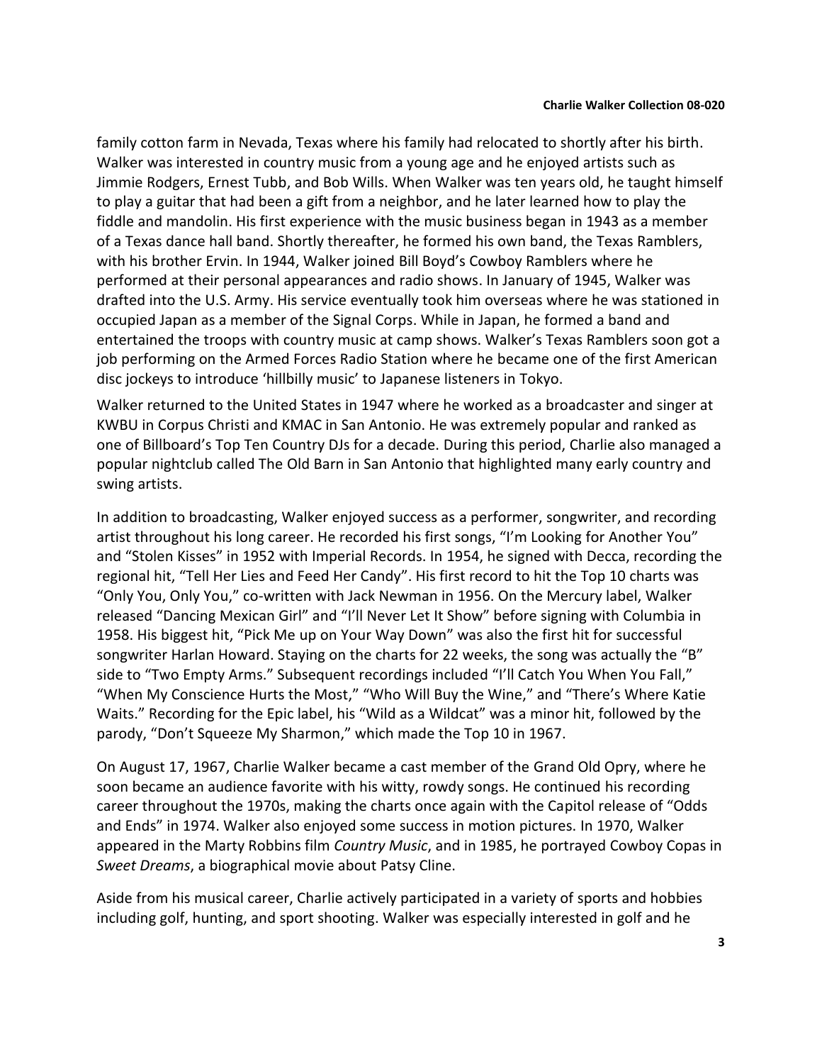family cotton farm in Nevada, Texas where his family had relocated to shortly after his birth. Walker was interested in country music from a young age and he enjoyed artists such as Jimmie Rodgers, Ernest Tubb, and Bob Wills. When Walker was ten years old, he taught himself to play a guitar that had been a gift from a neighbor, and he later learned how to play the fiddle and mandolin. His first experience with the music business began in 1943 as a member of a Texas dance hall band. Shortly thereafter, he formed his own band, the Texas Ramblers, with his brother Ervin. In 1944, Walker joined Bill Boyd's Cowboy Ramblers where he performed at their personal appearances and radio shows. In January of 1945, Walker was drafted into the U.S. Army. His service eventually took him overseas where he was stationed in occupied Japan as a member of the Signal Corps. While in Japan, he formed a band and entertained the troops with country music at camp shows. Walker's Texas Ramblers soon got a job performing on the Armed Forces Radio Station where he became one of the first American disc jockeys to introduce 'hillbilly music' to Japanese listeners in Tokyo.

Walker returned to the United States in 1947 where he worked as a broadcaster and singer at KWBU in Corpus Christi and KMAC in San Antonio. He was extremely popular and ranked as one of Billboard's Top Ten Country DJs for a decade. During this period, Charlie also managed a popular nightclub called The Old Barn in San Antonio that highlighted many early country and swing artists.

In addition to broadcasting, Walker enjoyed success as a performer, songwriter, and recording artist throughout his long career. He recorded his first songs, "I'm Looking for Another You" and "Stolen Kisses" in 1952 with Imperial Records. In 1954, he signed with Decca, recording the regional hit, "Tell Her Lies and Feed Her Candy". His first record to hit the Top 10 charts was "Only You, Only You," co-written with Jack Newman in 1956. On the Mercury label, Walker released "Dancing Mexican Girl" and "I'll Never Let It Show" before signing with Columbia in 1958. His biggest hit, "Pick Me up on Your Way Down" was also the first hit for successful songwriter Harlan Howard. Staying on the charts for 22 weeks, the song was actually the "B" side to "Two Empty Arms." Subsequent recordings included "I'll Catch You When You Fall," "When My Conscience Hurts the Most," "Who Will Buy the Wine," and "There's Where Katie Waits." Recording for the Epic label, his "Wild as a Wildcat" was a minor hit, followed by the parody, "Don't Squeeze My Sharmon," which made the Top 10 in 1967.

On August 17, 1967, Charlie Walker became a cast member of the Grand Old Opry, where he soon became an audience favorite with his witty, rowdy songs. He continued his recording career throughout the 1970s, making the charts once again with the Capitol release of "Odds and Ends" in 1974. Walker also enjoyed some success in motion pictures. In 1970, Walker appeared in the Marty Robbins film *Country Music*, and in 1985, he portrayed Cowboy Copas in *Sweet Dreams*, a biographical movie about Patsy Cline.

Aside from his musical career, Charlie actively participated in a variety of sports and hobbies including golf, hunting, and sport shooting. Walker was especially interested in golf and he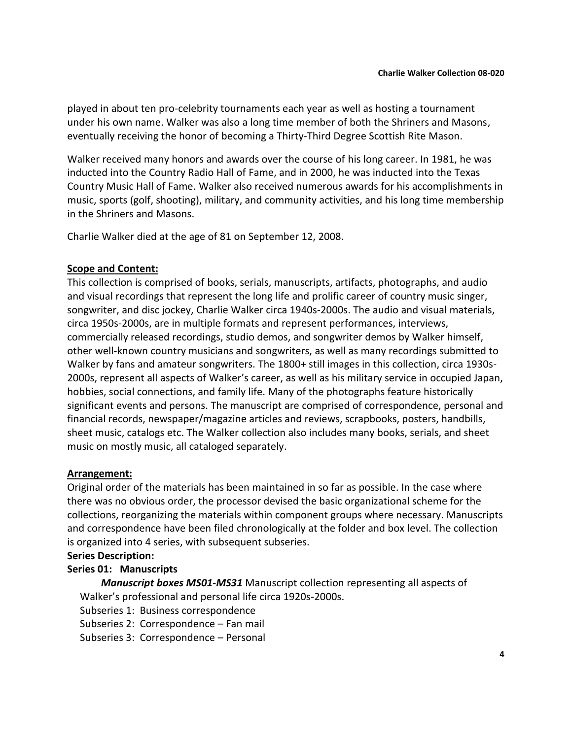played in about ten pro-celebrity tournaments each year as well as hosting a tournament under his own name. Walker was also a long time member of both the Shriners and Masons, eventually receiving the honor of becoming a Thirty-Third Degree Scottish Rite Mason.

Walker received many honors and awards over the course of his long career. In 1981, he was inducted into the Country Radio Hall of Fame, and in 2000, he was inducted into the Texas Country Music Hall of Fame. Walker also received numerous awards for his accomplishments in music, sports (golf, shooting), military, and community activities, and his long time membership in the Shriners and Masons.

Charlie Walker died at the age of 81 on September 12, 2008.

**Scope and Content:**

This collection is comprised of books, serials, manuscripts, artifacts, photographs, and audio and visual recordings that represent the long life and prolific career of country music singer, songwriter, and disc jockey, Charlie Walker circa 1940s-2000s. The audio and visual materials, circa 1950s-2000s, are in multiple formats and represent performances, interviews, commercially released recordings, studio demos, and songwriter demos by Walker himself, other well-known country musicians and songwriters, as well as many recordings submitted to Walker by fans and amateur songwriters. The 1800+ still images in this collection, circa 1930s-2000s, represent all aspects of Walker's career, as well as his military service in occupied Japan, hobbies, social connections, and family life. Many of the photographs feature historically significant events and persons. The manuscript are comprised of correspondence, personal and financial records, newspaper/magazine articles and reviews, scrapbooks, posters, handbills, sheet music, catalogs etc. The Walker collection also includes many books, serials, and sheet music on mostly music, all cataloged separately.

**Arrangement:**

Original order of the materials has been maintained in so far as possible. In the case where there was no obvious order, the processor devised the basic organizational scheme for the collections, reorganizing the materials within component groups where necessary. Manuscripts and correspondence have been filed chronologically at the folder and box level. The collection is organized into 4 series, with subsequent subseries.

**Series Description:**

**Series 01: Manuscripts**

***Manuscript boxes MS01-MS31*** Manuscript collection representing all aspects of Walker's professional and personal life circa 1920s-2000s.

Subseries 1: Business correspondence
Subseries 2: Correspondence – Fan mail
Subseries 3: Correspondence – Personal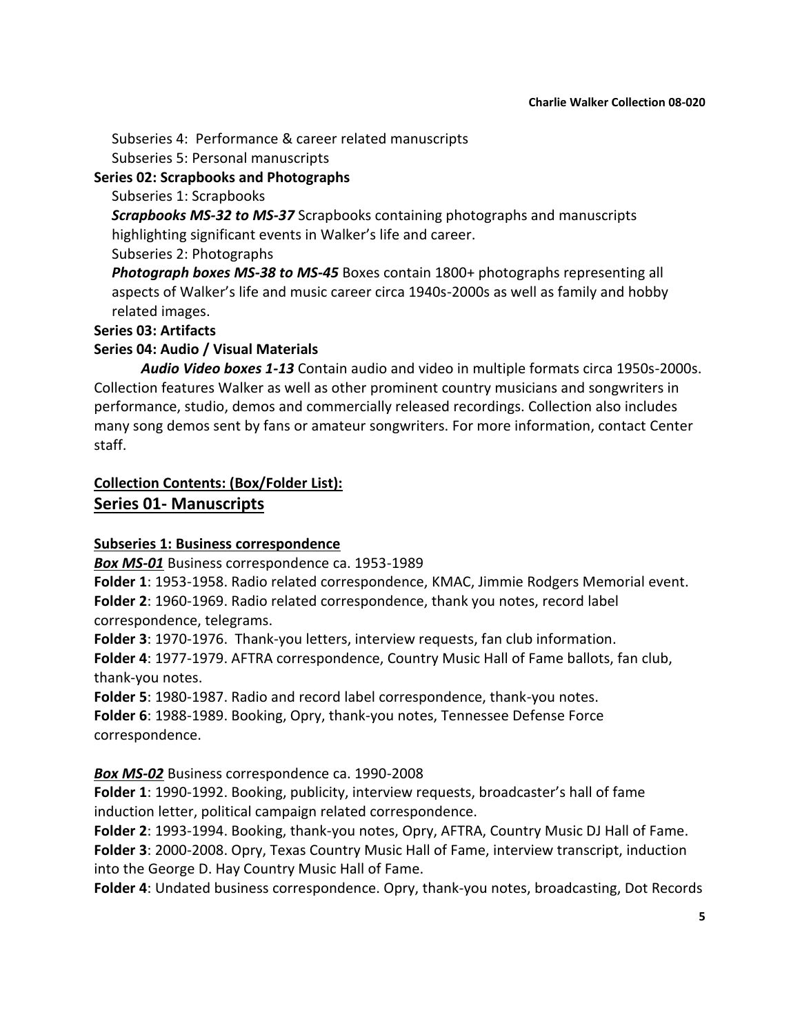Subseries 4: Performance & career related manuscripts

Subseries 5: Personal manuscripts

**Series 02: Scrapbooks and Photographs**

Subseries 1: Scrapbooks

***Scrapbooks MS-32 to MS-37*** Scrapbooks containing photographs and manuscripts highlighting significant events in Walker's life and career.

Subseries 2: Photographs

***Photograph boxes MS-38 to MS-45*** Boxes contain 1800+ photographs representing all aspects of Walker's life and music career circa 1940s-2000s as well as family and hobby related images.

**Series 03: Artifacts**

**Series 04: Audio / Visual Materials**

***Audio Video boxes 1-13*** Contain audio and video in multiple formats circa 1950s-2000s. Collection features Walker as well as other prominent country musicians and songwriters in performance, studio, demos and commercially released recordings. Collection also includes many song demos sent by fans or amateur songwriters. For more information, contact Center staff.

## Collection Contents: (Box/Folder List):

## Series 01- Manuscripts

### Subseries 1: Business correspondence

***Box MS-01*** Business correspondence ca. 1953-1989

**Folder 1**: 1953-1958. Radio related correspondence, KMAC, Jimmie Rodgers Memorial event.

**Folder 2**: 1960-1969. Radio related correspondence, thank you notes, record label correspondence, telegrams.

**Folder 3**: 1970-1976. Thank-you letters, interview requests, fan club information.

**Folder 4**: 1977-1979. AFTRA correspondence, Country Music Hall of Fame ballots, fan club, thank-you notes.

**Folder 5**: 1980-1987. Radio and record label correspondence, thank-you notes.

**Folder 6**: 1988-1989. Booking, Opry, thank-you notes, Tennessee Defense Force correspondence.

***Box MS-02*** Business correspondence ca. 1990-2008

**Folder 1**: 1990-1992. Booking, publicity, interview requests, broadcaster's hall of fame induction letter, political campaign related correspondence.

**Folder 2**: 1993-1994. Booking, thank-you notes, Opry, AFTRA, Country Music DJ Hall of Fame.

**Folder 3**: 2000-2008. Opry, Texas Country Music Hall of Fame, interview transcript, induction into the George D. Hay Country Music Hall of Fame.

**Folder 4**: Undated business correspondence. Opry, thank-you notes, broadcasting, Dot Records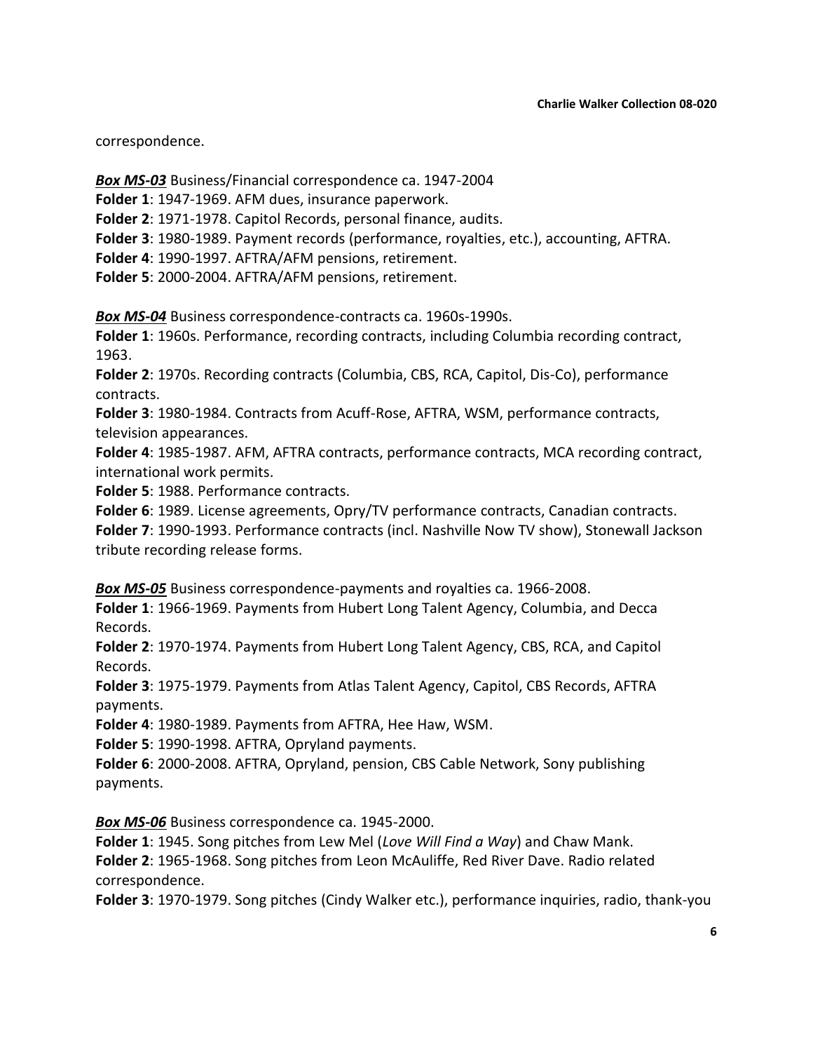correspondence.

***Box MS-03*** Business/Financial correspondence ca. 1947-2004
**Folder 1**: 1947-1969. AFM dues, insurance paperwork.
**Folder 2**: 1971-1978. Capitol Records, personal finance, audits.
**Folder 3**: 1980-1989. Payment records (performance, royalties, etc.), accounting, AFTRA.
**Folder 4**: 1990-1997. AFTRA/AFM pensions, retirement.
**Folder 5**: 2000-2004. AFTRA/AFM pensions, retirement.

***Box MS-04*** Business correspondence-contracts ca. 1960s-1990s.
**Folder 1**: 1960s. Performance, recording contracts, including Columbia recording contract, 1963.
**Folder 2**: 1970s. Recording contracts (Columbia, CBS, RCA, Capitol, Dis-Co), performance contracts.
**Folder 3**: 1980-1984. Contracts from Acuff-Rose, AFTRA, WSM, performance contracts, television appearances.
**Folder 4**: 1985-1987. AFM, AFTRA contracts, performance contracts, MCA recording contract, international work permits.
**Folder 5**: 1988. Performance contracts.
**Folder 6**: 1989. License agreements, Opry/TV performance contracts, Canadian contracts.
**Folder 7**: 1990-1993. Performance contracts (incl. Nashville Now TV show), Stonewall Jackson tribute recording release forms.

***Box MS-05*** Business correspondence-payments and royalties ca. 1966-2008.
**Folder 1**: 1966-1969. Payments from Hubert Long Talent Agency, Columbia, and Decca Records.
**Folder 2**: 1970-1974. Payments from Hubert Long Talent Agency, CBS, RCA, and Capitol Records.
**Folder 3**: 1975-1979. Payments from Atlas Talent Agency, Capitol, CBS Records, AFTRA payments.
**Folder 4**: 1980-1989. Payments from AFTRA, Hee Haw, WSM.
**Folder 5**: 1990-1998. AFTRA, Opryland payments.
**Folder 6**: 2000-2008. AFTRA, Opryland, pension, CBS Cable Network, Sony publishing payments.

***Box MS-06*** Business correspondence ca. 1945-2000.
**Folder 1**: 1945. Song pitches from Lew Mel (*Love Will Find a Way*) and Chaw Mank.
**Folder 2**: 1965-1968. Song pitches from Leon McAuliffe, Red River Dave. Radio related correspondence.
**Folder 3**: 1970-1979. Song pitches (Cindy Walker etc.), performance inquiries, radio, thank-you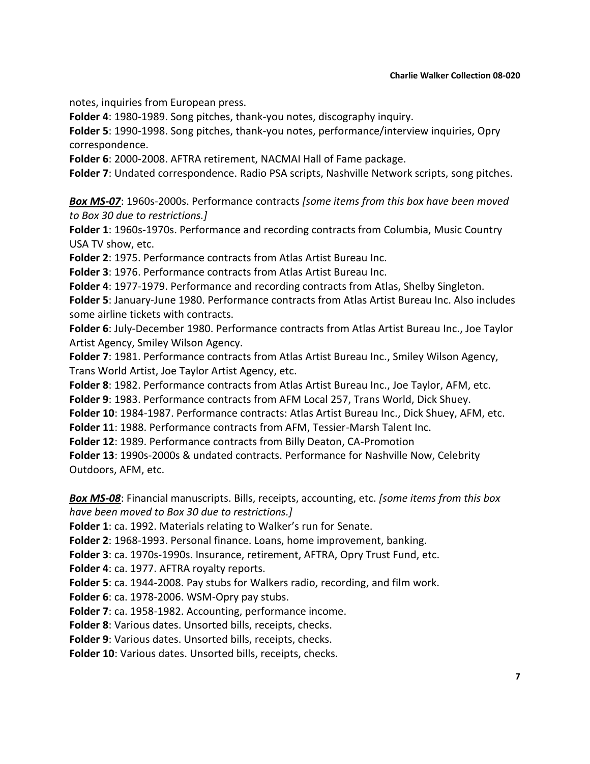notes, inquiries from European press.

**Folder 4**: 1980-1989. Song pitches, thank-you notes, discography inquiry.

**Folder 5**: 1990-1998. Song pitches, thank-you notes, performance/interview inquiries, Opry correspondence.

**Folder 6**: 2000-2008. AFTRA retirement, NACMAI Hall of Fame package.

**Folder 7**: Undated correspondence. Radio PSA scripts, Nashville Network scripts, song pitches.

***Box MS-07***: 1960s-2000s. Performance contracts *[some items from this box have been moved to Box 30 due to restrictions.]*

**Folder 1**: 1960s-1970s. Performance and recording contracts from Columbia, Music Country USA TV show, etc.

**Folder 2**: 1975. Performance contracts from Atlas Artist Bureau Inc.

**Folder 3**: 1976. Performance contracts from Atlas Artist Bureau Inc.

**Folder 4**: 1977-1979. Performance and recording contracts from Atlas, Shelby Singleton.

**Folder 5**: January-June 1980. Performance contracts from Atlas Artist Bureau Inc. Also includes some airline tickets with contracts.

**Folder 6**: July-December 1980. Performance contracts from Atlas Artist Bureau Inc., Joe Taylor Artist Agency, Smiley Wilson Agency.

**Folder 7**: 1981. Performance contracts from Atlas Artist Bureau Inc., Smiley Wilson Agency, Trans World Artist, Joe Taylor Artist Agency, etc.

**Folder 8**: 1982. Performance contracts from Atlas Artist Bureau Inc., Joe Taylor, AFM, etc.

**Folder 9**: 1983. Performance contracts from AFM Local 257, Trans World, Dick Shuey.

**Folder 10**: 1984-1987. Performance contracts: Atlas Artist Bureau Inc., Dick Shuey, AFM, etc.

**Folder 11**: 1988. Performance contracts from AFM, Tessier-Marsh Talent Inc.

**Folder 12**: 1989. Performance contracts from Billy Deaton, CA-Promotion

**Folder 13**: 1990s-2000s & undated contracts. Performance for Nashville Now, Celebrity Outdoors, AFM, etc.

***Box MS-08***: Financial manuscripts. Bills, receipts, accounting, etc. *[some items from this box have been moved to Box 30 due to restrictions.]*

**Folder 1**: ca. 1992. Materials relating to Walker's run for Senate.

**Folder 2**: 1968-1993. Personal finance. Loans, home improvement, banking.

**Folder 3**: ca. 1970s-1990s. Insurance, retirement, AFTRA, Opry Trust Fund, etc.

**Folder 4**: ca. 1977. AFTRA royalty reports.

**Folder 5**: ca. 1944-2008. Pay stubs for Walkers radio, recording, and film work.

**Folder 6**: ca. 1978-2006. WSM-Opry pay stubs.

**Folder 7**: ca. 1958-1982. Accounting, performance income.

**Folder 8**: Various dates. Unsorted bills, receipts, checks.

**Folder 9**: Various dates. Unsorted bills, receipts, checks.

**Folder 10**: Various dates. Unsorted bills, receipts, checks.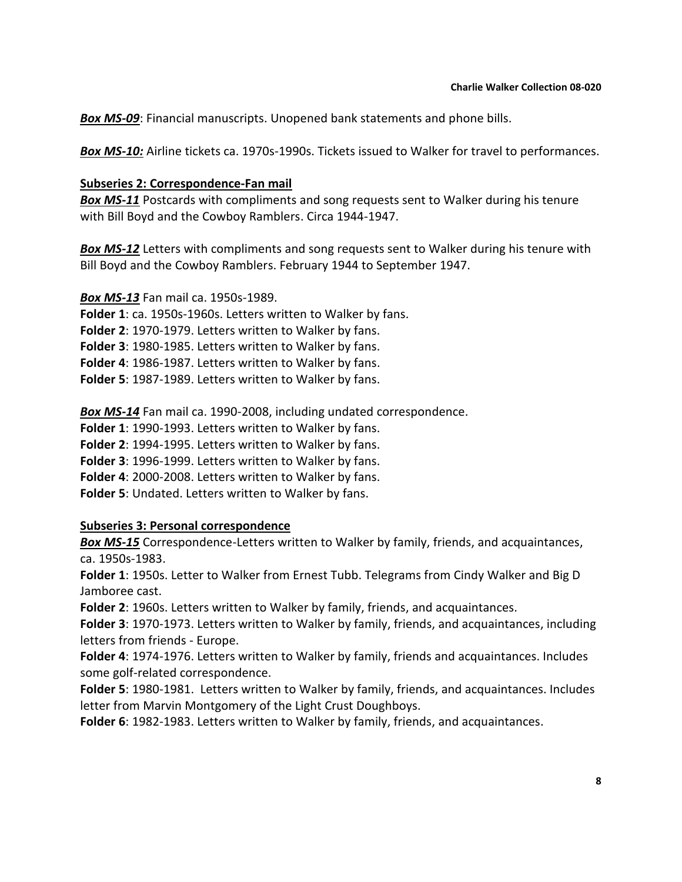***Box MS-09***: Financial manuscripts. Unopened bank statements and phone bills.

***Box MS-10:*** Airline tickets ca. 1970s-1990s. Tickets issued to Walker for travel to performances.

**Subseries 2: Correspondence-Fan mail**

***Box MS-11*** Postcards with compliments and song requests sent to Walker during his tenure with Bill Boyd and the Cowboy Ramblers. Circa 1944-1947.

***Box MS-12*** Letters with compliments and song requests sent to Walker during his tenure with Bill Boyd and the Cowboy Ramblers. February 1944 to September 1947.

***Box MS-13*** Fan mail ca. 1950s-1989.

**Folder 1**: ca. 1950s-1960s. Letters written to Walker by fans.
**Folder 2**: 1970-1979. Letters written to Walker by fans.
**Folder 3**: 1980-1985. Letters written to Walker by fans.
**Folder 4**: 1986-1987. Letters written to Walker by fans.
**Folder 5**: 1987-1989. Letters written to Walker by fans.

***Box MS-14*** Fan mail ca. 1990-2008, including undated correspondence.

**Folder 1**: 1990-1993. Letters written to Walker by fans.
**Folder 2**: 1994-1995. Letters written to Walker by fans.
**Folder 3**: 1996-1999. Letters written to Walker by fans.
**Folder 4**: 2000-2008. Letters written to Walker by fans.
**Folder 5**: Undated. Letters written to Walker by fans.

**Subseries 3: Personal correspondence**

***Box MS-15*** Correspondence-Letters written to Walker by family, friends, and acquaintances, ca. 1950s-1983.

**Folder 1**: 1950s. Letter to Walker from Ernest Tubb. Telegrams from Cindy Walker and Big D Jamboree cast.
**Folder 2**: 1960s. Letters written to Walker by family, friends, and acquaintances.
**Folder 3**: 1970-1973. Letters written to Walker by family, friends, and acquaintances, including letters from friends - Europe.
**Folder 4**: 1974-1976. Letters written to Walker by family, friends and acquaintances. Includes some golf-related correspondence.
**Folder 5**: 1980-1981. Letters written to Walker by family, friends, and acquaintances. Includes letter from Marvin Montgomery of the Light Crust Doughboys.
**Folder 6**: 1982-1983. Letters written to Walker by family, friends, and acquaintances.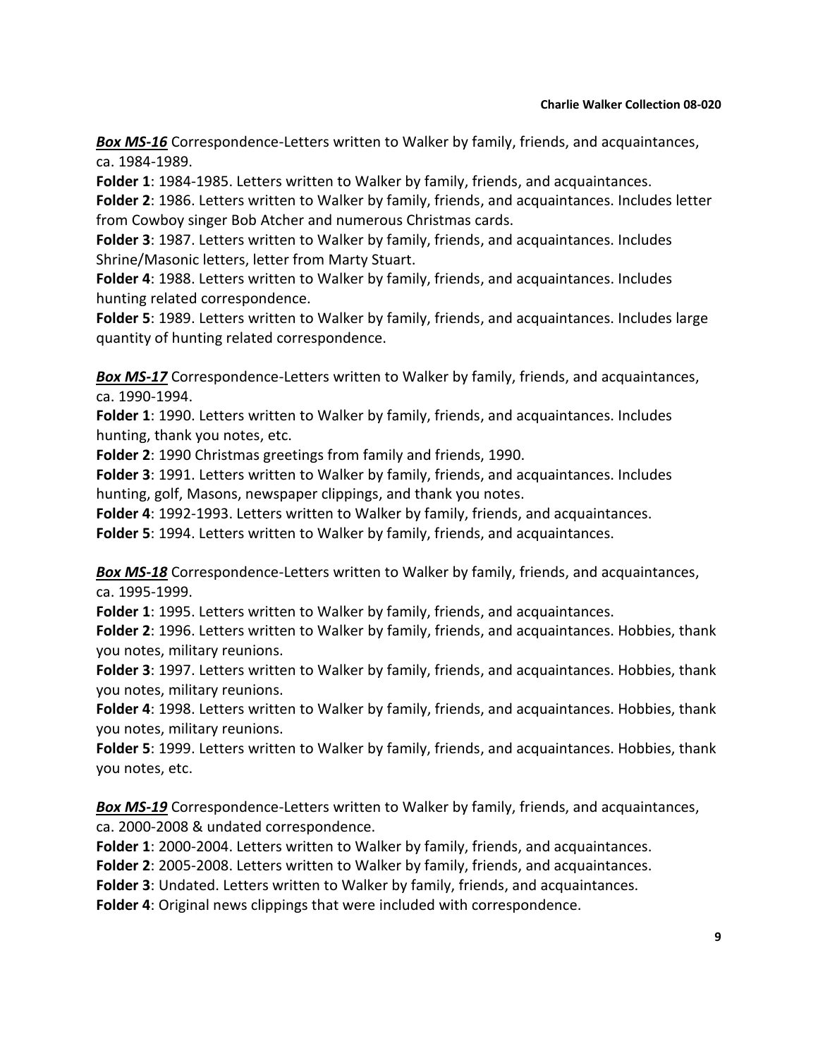***Box MS-16*** Correspondence-Letters written to Walker by family, friends, and acquaintances, ca. 1984-1989.

**Folder 1**: 1984-1985. Letters written to Walker by family, friends, and acquaintances.

**Folder 2**: 1986. Letters written to Walker by family, friends, and acquaintances. Includes letter from Cowboy singer Bob Atcher and numerous Christmas cards.

**Folder 3**: 1987. Letters written to Walker by family, friends, and acquaintances. Includes Shrine/Masonic letters, letter from Marty Stuart.

**Folder 4**: 1988. Letters written to Walker by family, friends, and acquaintances. Includes hunting related correspondence.

**Folder 5**: 1989. Letters written to Walker by family, friends, and acquaintances. Includes large quantity of hunting related correspondence.

***Box MS-17*** Correspondence-Letters written to Walker by family, friends, and acquaintances, ca. 1990-1994.

**Folder 1**: 1990. Letters written to Walker by family, friends, and acquaintances. Includes hunting, thank you notes, etc.

**Folder 2**: 1990 Christmas greetings from family and friends, 1990.

**Folder 3**: 1991. Letters written to Walker by family, friends, and acquaintances. Includes hunting, golf, Masons, newspaper clippings, and thank you notes.

**Folder 4**: 1992-1993. Letters written to Walker by family, friends, and acquaintances.

**Folder 5**: 1994. Letters written to Walker by family, friends, and acquaintances.

***Box MS-18*** Correspondence-Letters written to Walker by family, friends, and acquaintances, ca. 1995-1999.

**Folder 1**: 1995. Letters written to Walker by family, friends, and acquaintances.

**Folder 2**: 1996. Letters written to Walker by family, friends, and acquaintances. Hobbies, thank you notes, military reunions.

**Folder 3**: 1997. Letters written to Walker by family, friends, and acquaintances. Hobbies, thank you notes, military reunions.

**Folder 4**: 1998. Letters written to Walker by family, friends, and acquaintances. Hobbies, thank you notes, military reunions.

**Folder 5**: 1999. Letters written to Walker by family, friends, and acquaintances. Hobbies, thank you notes, etc.

***Box MS-19*** Correspondence-Letters written to Walker by family, friends, and acquaintances, ca. 2000-2008 & undated correspondence.

**Folder 1**: 2000-2004. Letters written to Walker by family, friends, and acquaintances.

**Folder 2**: 2005-2008. Letters written to Walker by family, friends, and acquaintances.

**Folder 3**: Undated. Letters written to Walker by family, friends, and acquaintances.

**Folder 4**: Original news clippings that were included with correspondence.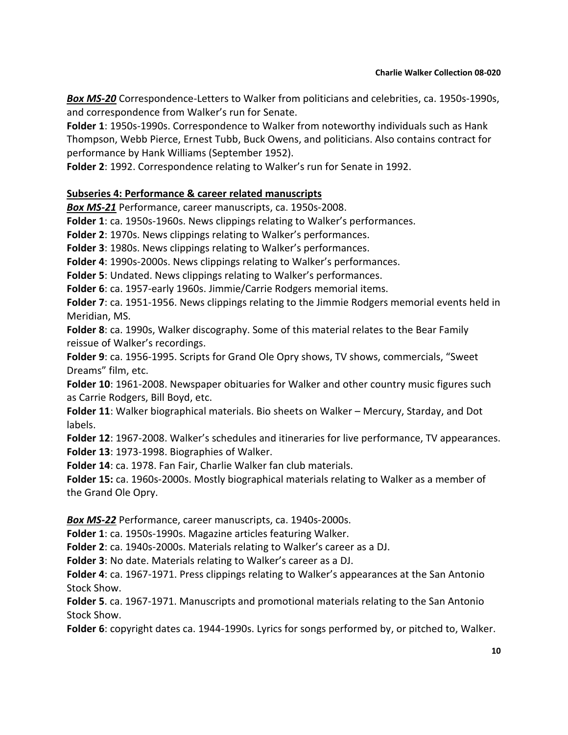***Box MS-20*** Correspondence-Letters to Walker from politicians and celebrities, ca. 1950s-1990s, and correspondence from Walker's run for Senate.

**Folder 1**: 1950s-1990s. Correspondence to Walker from noteworthy individuals such as Hank Thompson, Webb Pierce, Ernest Tubb, Buck Owens, and politicians. Also contains contract for performance by Hank Williams (September 1952).

**Folder 2**: 1992. Correspondence relating to Walker's run for Senate in 1992.

**Subseries 4: Performance & career related manuscripts**

***Box MS-21*** Performance, career manuscripts, ca. 1950s-2008.

**Folder 1**: ca. 1950s-1960s. News clippings relating to Walker's performances.

**Folder 2**: 1970s. News clippings relating to Walker's performances.

**Folder 3**: 1980s. News clippings relating to Walker's performances.

**Folder 4**: 1990s-2000s. News clippings relating to Walker's performances.

**Folder 5**: Undated. News clippings relating to Walker's performances.

**Folder 6**: ca. 1957-early 1960s. Jimmie/Carrie Rodgers memorial items.

**Folder 7**: ca. 1951-1956. News clippings relating to the Jimmie Rodgers memorial events held in Meridian, MS.

**Folder 8**: ca. 1990s, Walker discography. Some of this material relates to the Bear Family reissue of Walker's recordings.

**Folder 9**: ca. 1956-1995. Scripts for Grand Ole Opry shows, TV shows, commercials, "Sweet Dreams" film, etc.

**Folder 10**: 1961-2008. Newspaper obituaries for Walker and other country music figures such as Carrie Rodgers, Bill Boyd, etc.

**Folder 11**: Walker biographical materials. Bio sheets on Walker – Mercury, Starday, and Dot labels.

**Folder 12**: 1967-2008. Walker's schedules and itineraries for live performance, TV appearances.

**Folder 13**: 1973-1998. Biographies of Walker.

**Folder 14**: ca. 1978. Fan Fair, Charlie Walker fan club materials.

**Folder 15:** ca. 1960s-2000s. Mostly biographical materials relating to Walker as a member of the Grand Ole Opry.

***Box MS-22*** Performance, career manuscripts, ca. 1940s-2000s.

**Folder 1**: ca. 1950s-1990s. Magazine articles featuring Walker.

**Folder 2**: ca. 1940s-2000s. Materials relating to Walker's career as a DJ.

**Folder 3**: No date. Materials relating to Walker's career as a DJ.

**Folder 4**: ca. 1967-1971. Press clippings relating to Walker's appearances at the San Antonio Stock Show.

**Folder 5**. ca. 1967-1971. Manuscripts and promotional materials relating to the San Antonio Stock Show.

**Folder 6**: copyright dates ca. 1944-1990s. Lyrics for songs performed by, or pitched to, Walker.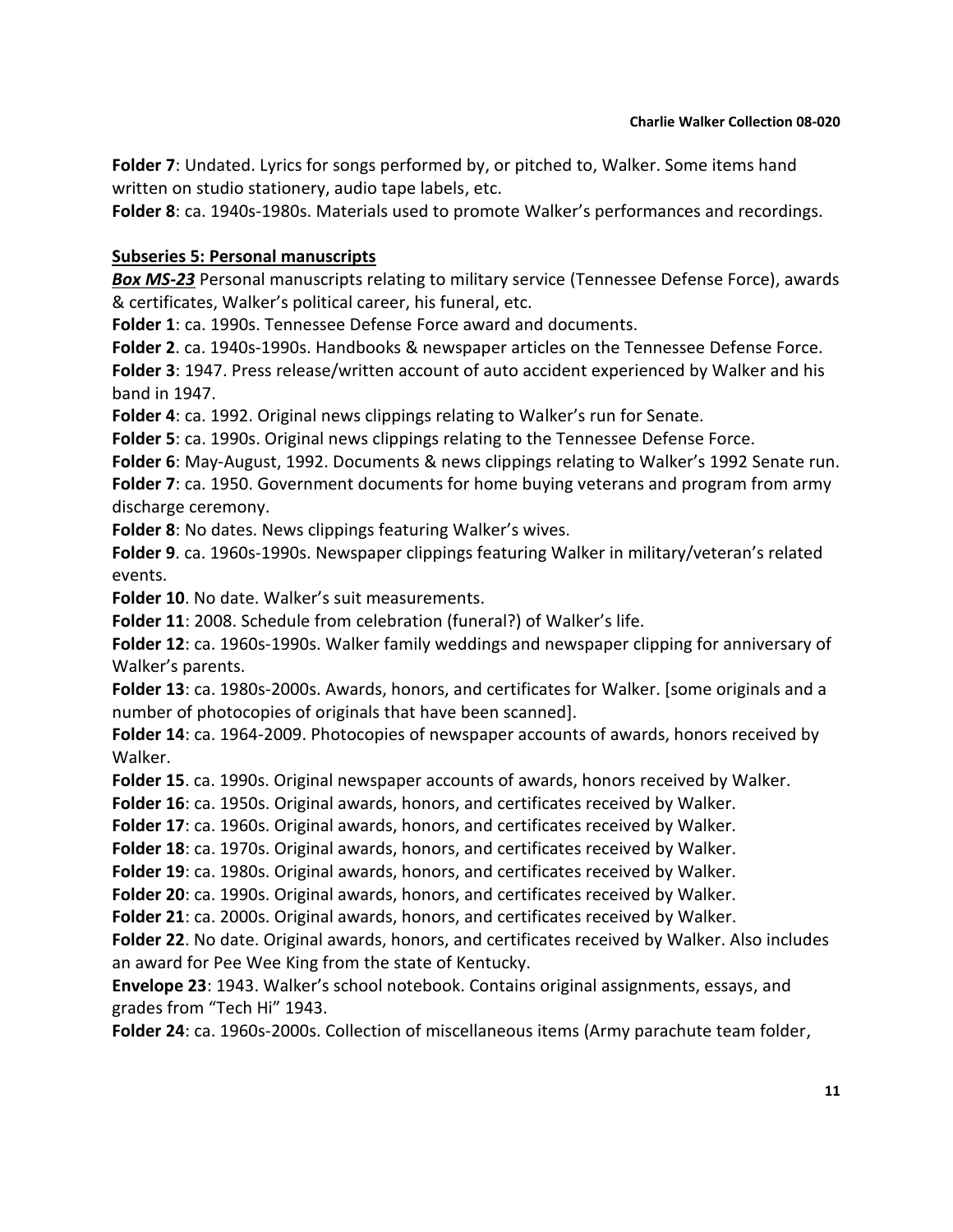**Folder 7**: Undated. Lyrics for songs performed by, or pitched to, Walker. Some items hand written on studio stationery, audio tape labels, etc.

**Folder 8**: ca. 1940s-1980s. Materials used to promote Walker's performances and recordings.

**Subseries 5: Personal manuscripts**

***Box MS-23*** Personal manuscripts relating to military service (Tennessee Defense Force), awards & certificates, Walker's political career, his funeral, etc.

**Folder 1**: ca. 1990s. Tennessee Defense Force award and documents.

**Folder 2**. ca. 1940s-1990s. Handbooks & newspaper articles on the Tennessee Defense Force.

**Folder 3**: 1947. Press release/written account of auto accident experienced by Walker and his band in 1947.

**Folder 4**: ca. 1992. Original news clippings relating to Walker's run for Senate.

**Folder 5**: ca. 1990s. Original news clippings relating to the Tennessee Defense Force.

**Folder 6**: May-August, 1992. Documents & news clippings relating to Walker's 1992 Senate run.

**Folder 7**: ca. 1950. Government documents for home buying veterans and program from army discharge ceremony.

**Folder 8**: No dates. News clippings featuring Walker's wives.

**Folder 9**. ca. 1960s-1990s. Newspaper clippings featuring Walker in military/veteran's related events.

**Folder 10**. No date. Walker's suit measurements.

**Folder 11**: 2008. Schedule from celebration (funeral?) of Walker's life.

**Folder 12**: ca. 1960s-1990s. Walker family weddings and newspaper clipping for anniversary of Walker's parents.

**Folder 13**: ca. 1980s-2000s. Awards, honors, and certificates for Walker. [some originals and a number of photocopies of originals that have been scanned].

**Folder 14**: ca. 1964-2009. Photocopies of newspaper accounts of awards, honors received by Walker.

**Folder 15**. ca. 1990s. Original newspaper accounts of awards, honors received by Walker.

**Folder 16**: ca. 1950s. Original awards, honors, and certificates received by Walker.

**Folder 17**: ca. 1960s. Original awards, honors, and certificates received by Walker.

**Folder 18**: ca. 1970s. Original awards, honors, and certificates received by Walker.

**Folder 19**: ca. 1980s. Original awards, honors, and certificates received by Walker.

**Folder 20**: ca. 1990s. Original awards, honors, and certificates received by Walker.

**Folder 21**: ca. 2000s. Original awards, honors, and certificates received by Walker.

**Folder 22**. No date. Original awards, honors, and certificates received by Walker. Also includes an award for Pee Wee King from the state of Kentucky.

**Envelope 23**: 1943. Walker's school notebook. Contains original assignments, essays, and grades from "Tech Hi" 1943.

**Folder 24**: ca. 1960s-2000s. Collection of miscellaneous items (Army parachute team folder,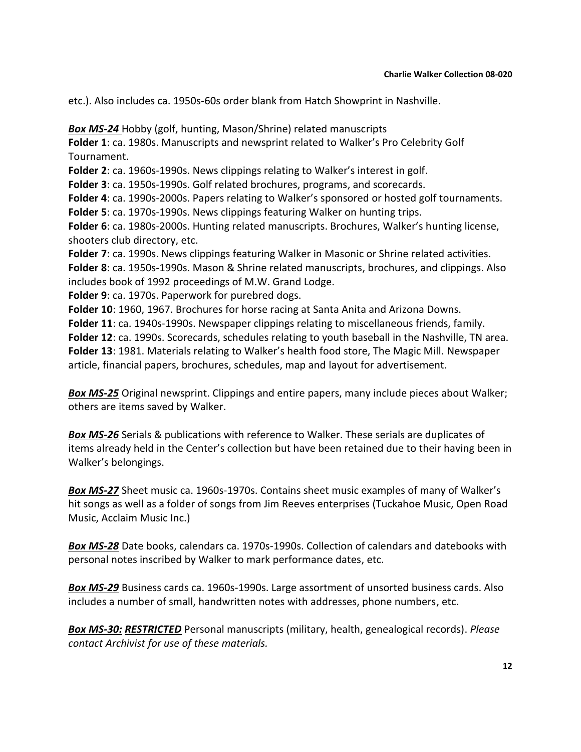etc.). Also includes ca. 1950s-60s order blank from Hatch Showprint in Nashville.

***Box MS-24*** Hobby (golf, hunting, Mason/Shrine) related manuscripts

**Folder 1**: ca. 1980s. Manuscripts and newsprint related to Walker's Pro Celebrity Golf Tournament.

**Folder 2**: ca. 1960s-1990s. News clippings relating to Walker's interest in golf.

**Folder 3**: ca. 1950s-1990s. Golf related brochures, programs, and scorecards.

**Folder 4**: ca. 1990s-2000s. Papers relating to Walker's sponsored or hosted golf tournaments.

**Folder 5**: ca. 1970s-1990s. News clippings featuring Walker on hunting trips.

**Folder 6**: ca. 1980s-2000s. Hunting related manuscripts. Brochures, Walker's hunting license, shooters club directory, etc.

**Folder 7**: ca. 1990s. News clippings featuring Walker in Masonic or Shrine related activities.

**Folder 8**: ca. 1950s-1990s. Mason & Shrine related manuscripts, brochures, and clippings. Also includes book of 1992 proceedings of M.W. Grand Lodge.

**Folder 9**: ca. 1970s. Paperwork for purebred dogs.

**Folder 10**: 1960, 1967. Brochures for horse racing at Santa Anita and Arizona Downs.

**Folder 11**: ca. 1940s-1990s. Newspaper clippings relating to miscellaneous friends, family.

**Folder 12**: ca. 1990s. Scorecards, schedules relating to youth baseball in the Nashville, TN area.

**Folder 13**: 1981. Materials relating to Walker's health food store, The Magic Mill. Newspaper article, financial papers, brochures, schedules, map and layout for advertisement.

***Box MS-25*** Original newsprint. Clippings and entire papers, many include pieces about Walker; others are items saved by Walker.

***Box MS-26*** Serials & publications with reference to Walker. These serials are duplicates of items already held in the Center's collection but have been retained due to their having been in Walker's belongings.

***Box MS-27*** Sheet music ca. 1960s-1970s. Contains sheet music examples of many of Walker's hit songs as well as a folder of songs from Jim Reeves enterprises (Tuckahoe Music, Open Road Music, Acclaim Music Inc.)

***Box MS-28*** Date books, calendars ca. 1970s-1990s. Collection of calendars and datebooks with personal notes inscribed by Walker to mark performance dates, etc.

***Box MS-29*** Business cards ca. 1960s-1990s. Large assortment of unsorted business cards. Also includes a number of small, handwritten notes with addresses, phone numbers, etc.

***Box MS-30: RESTRICTED*** Personal manuscripts (military, health, genealogical records). *Please contact Archivist for use of these materials.*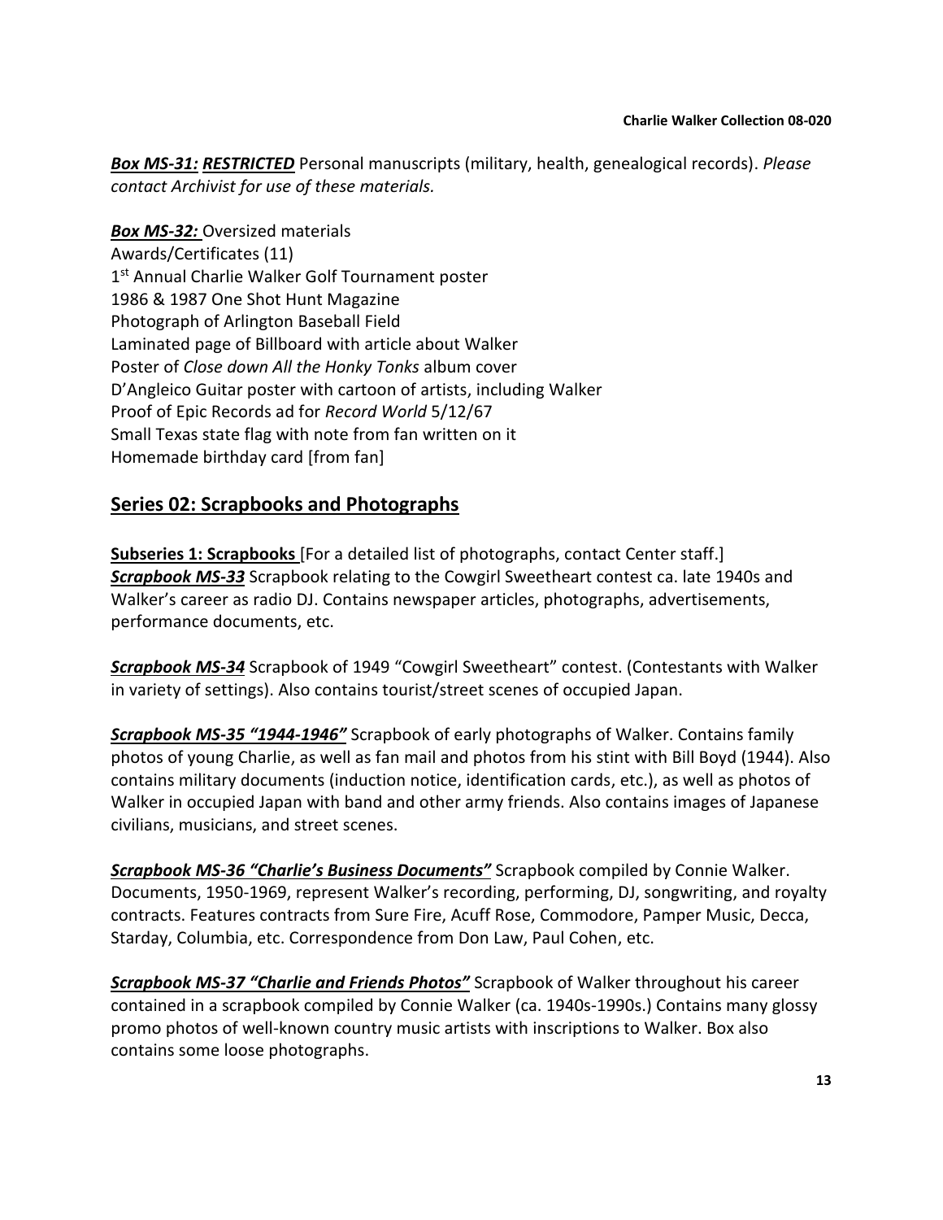***Box MS-31:*** ***RESTRICTED*** Personal manuscripts (military, health, genealogical records). *Please contact Archivist for use of these materials.*

***Box MS-32:*** Oversized materials
Awards/Certificates (11)
1st Annual Charlie Walker Golf Tournament poster
1986 & 1987 One Shot Hunt Magazine
Photograph of Arlington Baseball Field
Laminated page of Billboard with article about Walker
Poster of *Close down All the Honky Tonks* album cover
D'Angleico Guitar poster with cartoon of artists, including Walker
Proof of Epic Records ad for *Record World* 5/12/67
Small Texas state flag with note from fan written on it
Homemade birthday card [from fan]

## Series 02: Scrapbooks and Photographs

**Subseries 1: Scrapbooks** [For a detailed list of photographs, contact Center staff.]
***Scrapbook MS-33*** Scrapbook relating to the Cowgirl Sweetheart contest ca. late 1940s and Walker's career as radio DJ. Contains newspaper articles, photographs, advertisements, performance documents, etc.

***Scrapbook MS-34*** Scrapbook of 1949 "Cowgirl Sweetheart" contest. (Contestants with Walker in variety of settings). Also contains tourist/street scenes of occupied Japan.

***Scrapbook MS-35 "1944-1946"*** Scrapbook of early photographs of Walker. Contains family photos of young Charlie, as well as fan mail and photos from his stint with Bill Boyd (1944). Also contains military documents (induction notice, identification cards, etc.), as well as photos of Walker in occupied Japan with band and other army friends. Also contains images of Japanese civilians, musicians, and street scenes.

***Scrapbook MS-36 "Charlie's Business Documents"*** Scrapbook compiled by Connie Walker. Documents, 1950-1969, represent Walker's recording, performing, DJ, songwriting, and royalty contracts. Features contracts from Sure Fire, Acuff Rose, Commodore, Pamper Music, Decca, Starday, Columbia, etc. Correspondence from Don Law, Paul Cohen, etc.

***Scrapbook MS-37 "Charlie and Friends Photos"*** Scrapbook of Walker throughout his career contained in a scrapbook compiled by Connie Walker (ca. 1940s-1990s.) Contains many glossy promo photos of well-known country music artists with inscriptions to Walker. Box also contains some loose photographs.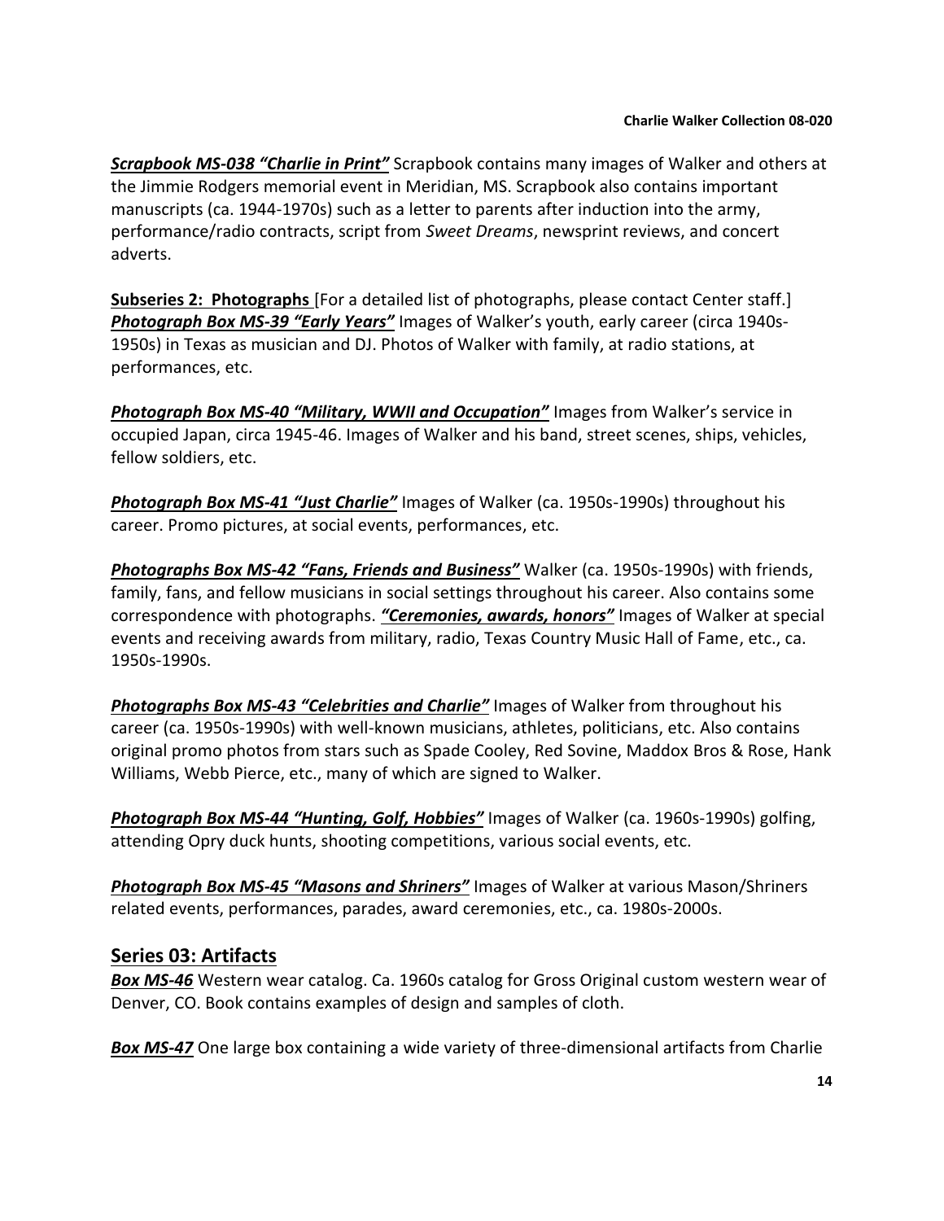***Scrapbook MS-038 "Charlie in Print"*** Scrapbook contains many images of Walker and others at the Jimmie Rodgers memorial event in Meridian, MS. Scrapbook also contains important manuscripts (ca. 1944-1970s) such as a letter to parents after induction into the army, performance/radio contracts, script from *Sweet Dreams*, newsprint reviews, and concert adverts.

**Subseries 2: Photographs** [For a detailed list of photographs, please contact Center staff.]
***Photograph Box MS-39 "Early Years"*** Images of Walker's youth, early career (circa 1940s-1950s) in Texas as musician and DJ. Photos of Walker with family, at radio stations, at performances, etc.

***Photograph Box MS-40 "Military, WWII and Occupation"*** Images from Walker's service in occupied Japan, circa 1945-46. Images of Walker and his band, street scenes, ships, vehicles, fellow soldiers, etc.

***Photograph Box MS-41 "Just Charlie"*** Images of Walker (ca. 1950s-1990s) throughout his career. Promo pictures, at social events, performances, etc.

***Photographs Box MS-42 "Fans, Friends and Business"*** Walker (ca. 1950s-1990s) with friends, family, fans, and fellow musicians in social settings throughout his career. Also contains some correspondence with photographs. ***"Ceremonies, awards, honors"*** Images of Walker at special events and receiving awards from military, radio, Texas Country Music Hall of Fame, etc., ca. 1950s-1990s.

***Photographs Box MS-43 "Celebrities and Charlie"*** Images of Walker from throughout his career (ca. 1950s-1990s) with well-known musicians, athletes, politicians, etc. Also contains original promo photos from stars such as Spade Cooley, Red Sovine, Maddox Bros & Rose, Hank Williams, Webb Pierce, etc., many of which are signed to Walker.

***Photograph Box MS-44 "Hunting, Golf, Hobbies"*** Images of Walker (ca. 1960s-1990s) golfing, attending Opry duck hunts, shooting competitions, various social events, etc.

***Photograph Box MS-45 "Masons and Shriners"*** Images of Walker at various Mason/Shriners related events, performances, parades, award ceremonies, etc., ca. 1980s-2000s.

## Series 03: Artifacts

***Box MS-46*** Western wear catalog. Ca. 1960s catalog for Gross Original custom western wear of Denver, CO. Book contains examples of design and samples of cloth.

***Box MS-47*** One large box containing a wide variety of three-dimensional artifacts from Charlie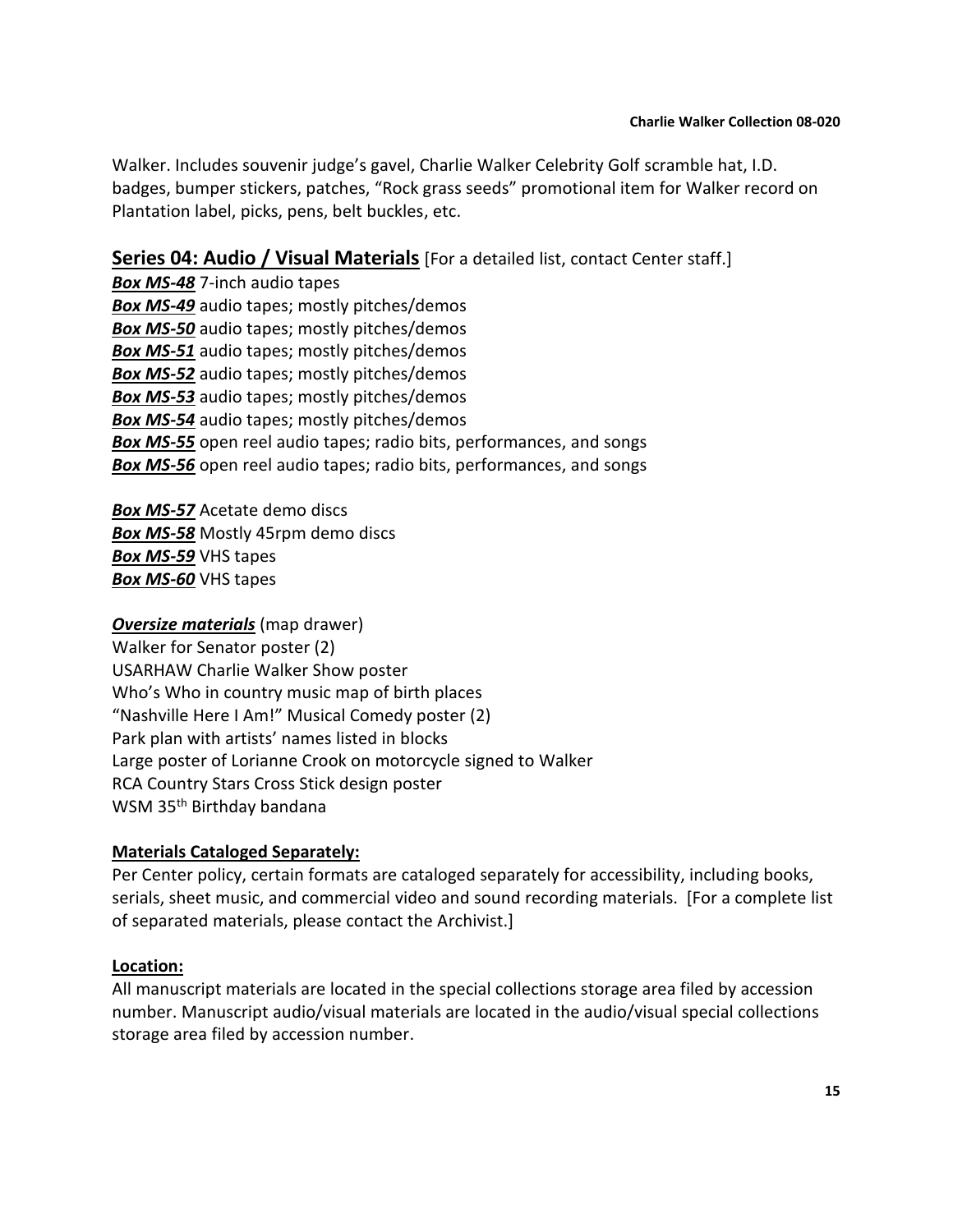Walker. Includes souvenir judge's gavel, Charlie Walker Celebrity Golf scramble hat, I.D. badges, bumper stickers, patches, "Rock grass seeds" promotional item for Walker record on Plantation label, picks, pens, belt buckles, etc.

## Series 04: Audio / Visual Materials [For a detailed list, contact Center staff.]

***Box MS-48*** 7-inch audio tapes
***Box MS-49*** audio tapes; mostly pitches/demos
***Box MS-50*** audio tapes; mostly pitches/demos
***Box MS-51*** audio tapes; mostly pitches/demos
***Box MS-52*** audio tapes; mostly pitches/demos
***Box MS-53*** audio tapes; mostly pitches/demos
***Box MS-54*** audio tapes; mostly pitches/demos
***Box MS-55*** open reel audio tapes; radio bits, performances, and songs
***Box MS-56*** open reel audio tapes; radio bits, performances, and songs

***Box MS-57*** Acetate demo discs
***Box MS-58*** Mostly 45rpm demo discs
***Box MS-59*** VHS tapes
***Box MS-60*** VHS tapes

***Oversize materials*** (map drawer)
Walker for Senator poster (2)
USARHAW Charlie Walker Show poster
Who's Who in country music map of birth places
"Nashville Here I Am!" Musical Comedy poster (2)
Park plan with artists' names listed in blocks
Large poster of Lorianne Crook on motorcycle signed to Walker
RCA Country Stars Cross Stick design poster
WSM 35th Birthday bandana

**Materials Cataloged Separately:**
Per Center policy, certain formats are cataloged separately for accessibility, including books, serials, sheet music, and commercial video and sound recording materials. [For a complete list of separated materials, please contact the Archivist.]

**Location:**
All manuscript materials are located in the special collections storage area filed by accession number. Manuscript audio/visual materials are located in the audio/visual special collections storage area filed by accession number.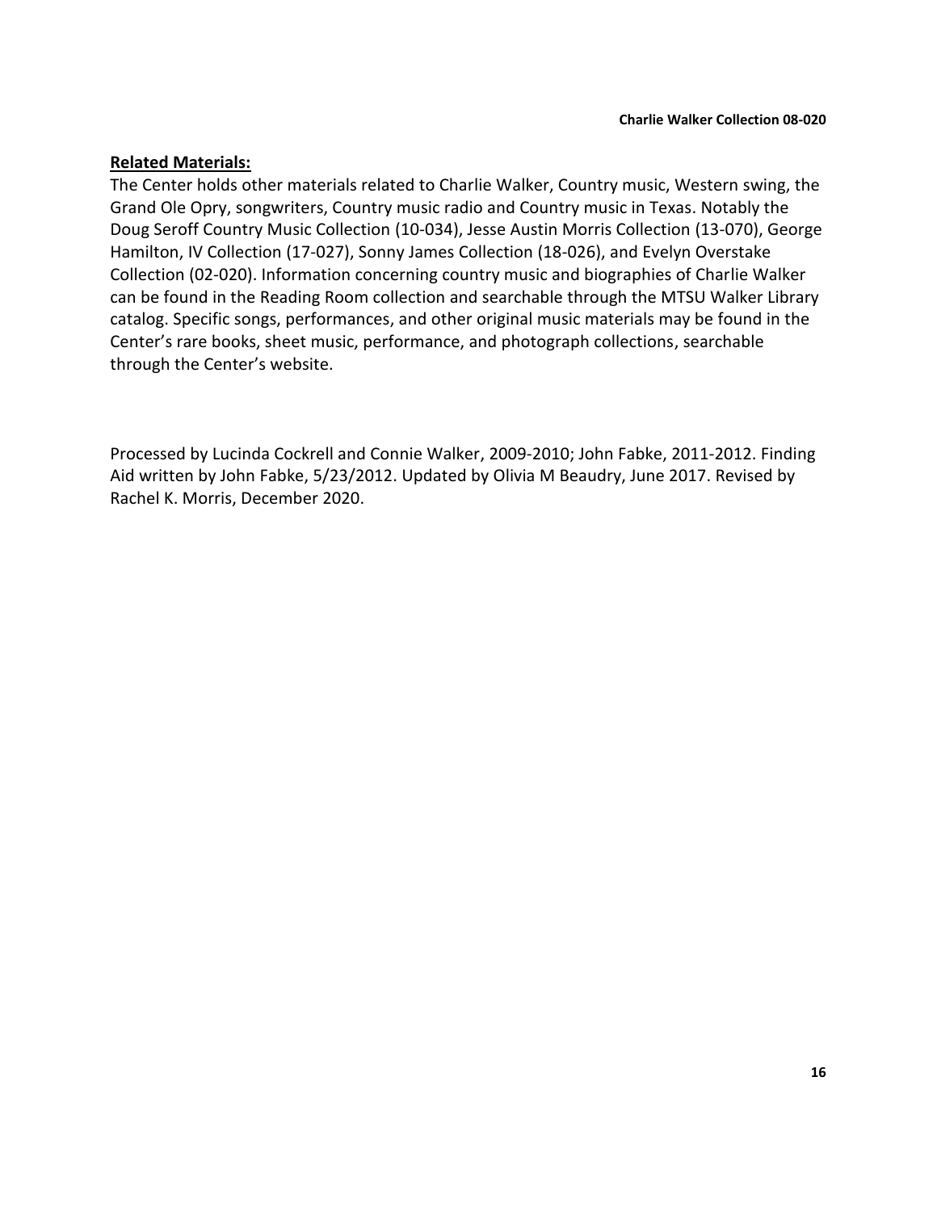**Related Materials:**

The Center holds other materials related to Charlie Walker, Country music, Western swing, the Grand Ole Opry, songwriters, Country music radio and Country music in Texas. Notably the Doug Seroff Country Music Collection (10-034), Jesse Austin Morris Collection (13-070), George Hamilton, IV Collection (17-027), Sonny James Collection (18-026), and Evelyn Overstake Collection (02-020). Information concerning country music and biographies of Charlie Walker can be found in the Reading Room collection and searchable through the MTSU Walker Library catalog. Specific songs, performances, and other original music materials may be found in the Center's rare books, sheet music, performance, and photograph collections, searchable through the Center's website.

Processed by Lucinda Cockrell and Connie Walker, 2009-2010; John Fabke, 2011-2012. Finding Aid written by John Fabke, 5/23/2012. Updated by Olivia M Beaudry, June 2017. Revised by Rachel K. Morris, December 2020.